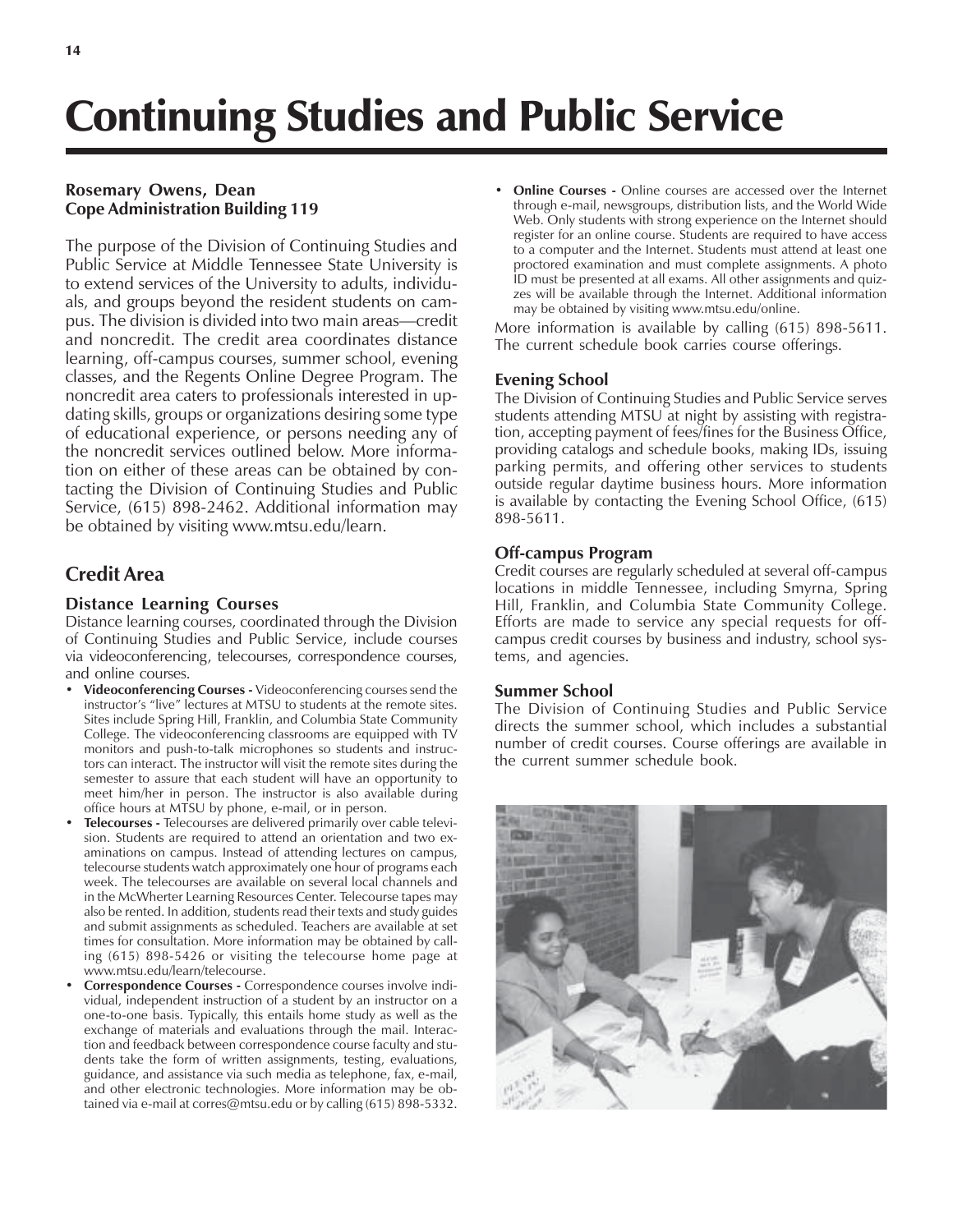# Continuing Studies and Public Service

**Rosemary Owens, Dean**
**Cope Administration Building 119**

The purpose of the Division of Continuing Studies and Public Service at Middle Tennessee State University is to extend services of the University to adults, individuals, and groups beyond the resident students on campus. The division is divided into two main areas—credit and noncredit. The credit area coordinates distance learning, off-campus courses, summer school, evening classes, and the Regents Online Degree Program. The noncredit area caters to professionals interested in updating skills, groups or organizations desiring some type of educational experience, or persons needing any of the noncredit services outlined below. More information on either of these areas can be obtained by contacting the Division of Continuing Studies and Public Service, (615) 898-2462. Additional information may be obtained by visiting www.mtsu.edu/learn.

## Credit Area

### Distance Learning Courses

Distance learning courses, coordinated through the Division of Continuing Studies and Public Service, include courses via videoconferencing, telecourses, correspondence courses, and online courses.

- **Videoconferencing Courses -** Videoconferencing courses send the instructor's "live" lectures at MTSU to students at the remote sites. Sites include Spring Hill, Franklin, and Columbia State Community College. The videoconferencing classrooms are equipped with TV monitors and push-to-talk microphones so students and instructors can interact. The instructor will visit the remote sites during the semester to assure that each student will have an opportunity to meet him/her in person. The instructor is also available during office hours at MTSU by phone, e-mail, or in person.
- **Telecourses -** Telecourses are delivered primarily over cable television. Students are required to attend an orientation and two examinations on campus. Instead of attending lectures on campus, telecourse students watch approximately one hour of programs each week. The telecourses are available on several local channels and in the McWherter Learning Resources Center. Telecourse tapes may also be rented. In addition, students read their texts and study guides and submit assignments as scheduled. Teachers are available at set times for consultation. More information may be obtained by calling (615) 898-5426 or visiting the telecourse home page at www.mtsu.edu/learn/telecourse.
- **Correspondence Courses -** Correspondence courses involve individual, independent instruction of a student by an instructor on a one-to-one basis. Typically, this entails home study as well as the exchange of materials and evaluations through the mail. Interaction and feedback between correspondence course faculty and students take the form of written assignments, testing, evaluations, guidance, and assistance via such media as telephone, fax, e-mail, and other electronic technologies. More information may be obtained via e-mail at corres@mtsu.edu or by calling (615) 898-5332.
- **Online Courses -** Online courses are accessed over the Internet through e-mail, newsgroups, distribution lists, and the World Wide Web. Only students with strong experience on the Internet should register for an online course. Students are required to have access to a computer and the Internet. Students must attend at least one proctored examination and must complete assignments. A photo ID must be presented at all exams. All other assignments and quizzes will be available through the Internet. Additional information may be obtained by visiting www.mtsu.edu/online.

More information is available by calling (615) 898-5611. The current schedule book carries course offerings.

### Evening School

The Division of Continuing Studies and Public Service serves students attending MTSU at night by assisting with registration, accepting payment of fees/fines for the Business Office, providing catalogs and schedule books, making IDs, issuing parking permits, and offering other services to students outside regular daytime business hours. More information is available by contacting the Evening School Office, (615) 898-5611.

### Off-campus Program

Credit courses are regularly scheduled at several off-campus locations in middle Tennessee, including Smyrna, Spring Hill, Franklin, and Columbia State Community College. Efforts are made to service any special requests for off-campus credit courses by business and industry, school systems, and agencies.

### Summer School

The Division of Continuing Studies and Public Service directs the summer school, which includes a substantial number of credit courses. Course offerings are available in the current summer schedule book.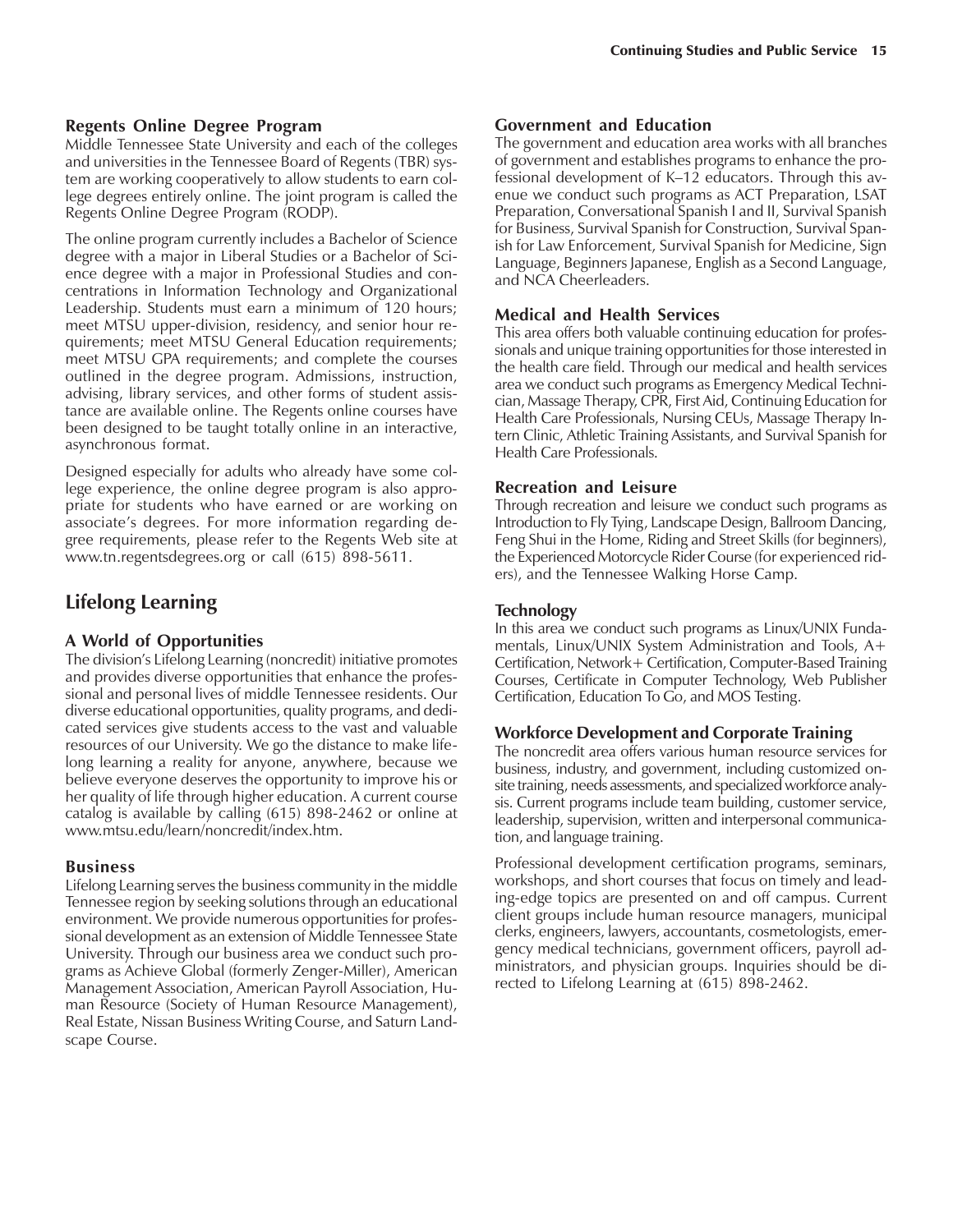### Regents Online Degree Program

Middle Tennessee State University and each of the colleges and universities in the Tennessee Board of Regents (TBR) system are working cooperatively to allow students to earn college degrees entirely online. The joint program is called the Regents Online Degree Program (RODP).

The online program currently includes a Bachelor of Science degree with a major in Liberal Studies or a Bachelor of Science degree with a major in Professional Studies and concentrations in Information Technology and Organizational Leadership. Students must earn a minimum of 120 hours; meet MTSU upper-division, residency, and senior hour requirements; meet MTSU General Education requirements; meet MTSU GPA requirements; and complete the courses outlined in the degree program. Admissions, instruction, advising, library services, and other forms of student assistance are available online. The Regents online courses have been designed to be taught totally online in an interactive, asynchronous format.

Designed especially for adults who already have some college experience, the online degree program is also appropriate for students who have earned or are working on associate's degrees. For more information regarding degree requirements, please refer to the Regents Web site at www.tn.regentsdegrees.org or call (615) 898-5611.

## Lifelong Learning

### A World of Opportunities

The division's Lifelong Learning (noncredit) initiative promotes and provides diverse opportunities that enhance the professional and personal lives of middle Tennessee residents. Our diverse educational opportunities, quality programs, and dedicated services give students access to the vast and valuable resources of our University. We go the distance to make lifelong learning a reality for anyone, anywhere, because we believe everyone deserves the opportunity to improve his or her quality of life through higher education. A current course catalog is available by calling (615) 898-2462 or online at www.mtsu.edu/learn/noncredit/index.htm.

### Business

Lifelong Learning serves the business community in the middle Tennessee region by seeking solutions through an educational environment. We provide numerous opportunities for professional development as an extension of Middle Tennessee State University. Through our business area we conduct such programs as Achieve Global (formerly Zenger-Miller), American Management Association, American Payroll Association, Human Resource (Society of Human Resource Management), Real Estate, Nissan Business Writing Course, and Saturn Landscape Course.

### Government and Education

The government and education area works with all branches of government and establishes programs to enhance the professional development of K–12 educators. Through this avenue we conduct such programs as ACT Preparation, LSAT Preparation, Conversational Spanish I and II, Survival Spanish for Business, Survival Spanish for Construction, Survival Spanish for Law Enforcement, Survival Spanish for Medicine, Sign Language, Beginners Japanese, English as a Second Language, and NCA Cheerleaders.

### Medical and Health Services

This area offers both valuable continuing education for professionals and unique training opportunities for those interested in the health care field. Through our medical and health services area we conduct such programs as Emergency Medical Technician, Massage Therapy, CPR, First Aid, Continuing Education for Health Care Professionals, Nursing CEUs, Massage Therapy Intern Clinic, Athletic Training Assistants, and Survival Spanish for Health Care Professionals.

### Recreation and Leisure

Through recreation and leisure we conduct such programs as Introduction to Fly Tying, Landscape Design, Ballroom Dancing, Feng Shui in the Home, Riding and Street Skills (for beginners), the Experienced Motorcycle Rider Course (for experienced riders), and the Tennessee Walking Horse Camp.

### Technology

In this area we conduct such programs as Linux/UNIX Fundamentals, Linux/UNIX System Administration and Tools, A+ Certification, Network+ Certification, Computer-Based Training Courses, Certificate in Computer Technology, Web Publisher Certification, Education To Go, and MOS Testing.

### Workforce Development and Corporate Training

The noncredit area offers various human resource services for business, industry, and government, including customized on-site training, needs assessments, and specialized workforce analysis. Current programs include team building, customer service, leadership, supervision, written and interpersonal communication, and language training.

Professional development certification programs, seminars, workshops, and short courses that focus on timely and leading-edge topics are presented on and off campus. Current client groups include human resource managers, municipal clerks, engineers, lawyers, accountants, cosmetologists, emergency medical technicians, government officers, payroll administrators, and physician groups. Inquiries should be directed to Lifelong Learning at (615) 898-2462.